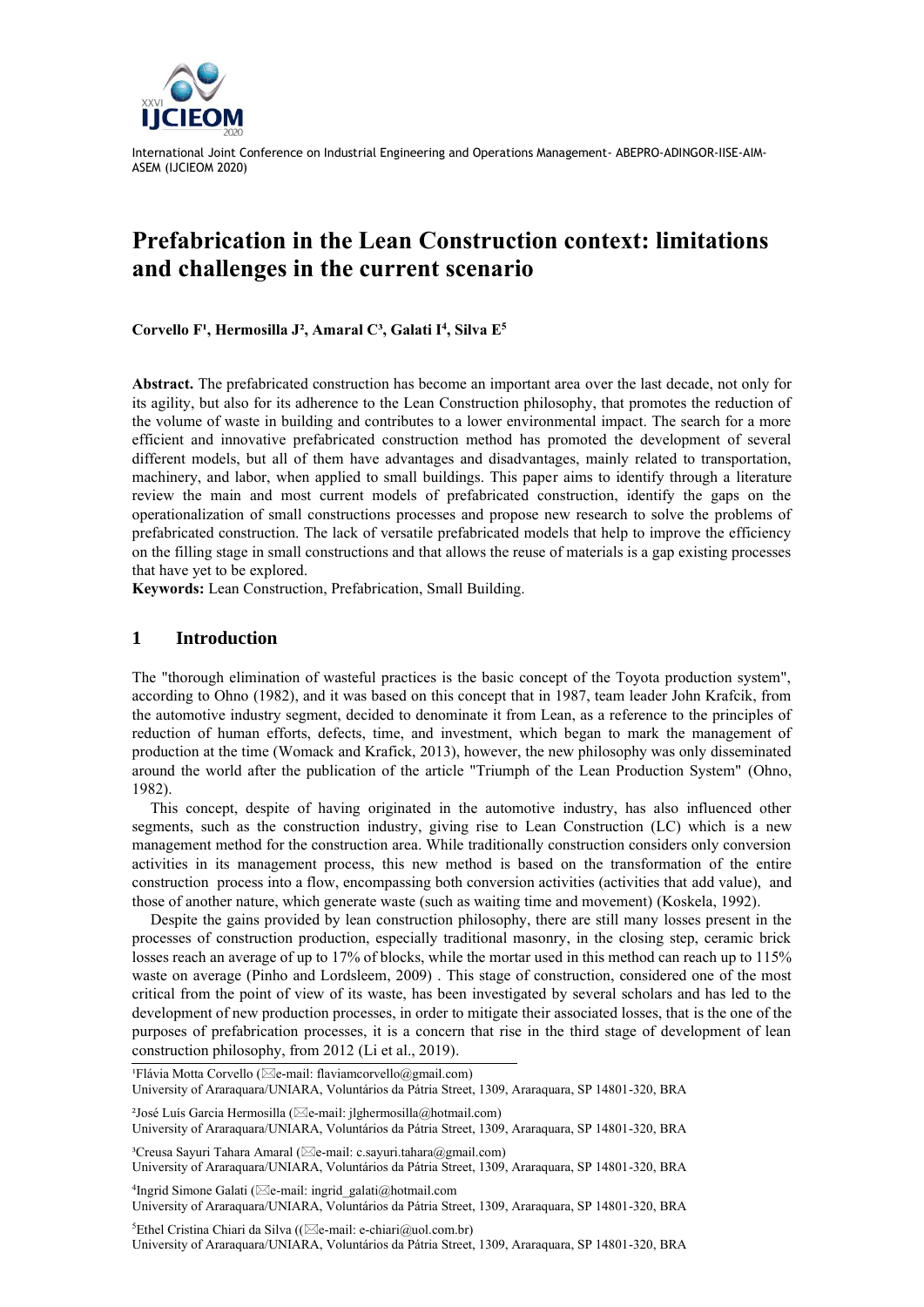# Prefabrication in the Lean Construction context: limitations and challenges in the current scenario

**Corvello F[1], Hermosilla J[2], Amaral C[3], Galati I[4], Silva E[5]**

**Abstract.** The prefabricated construction has become an important area over the last decade, not only for its agility, but also for its adherence to the Lean Construction philosophy, that promotes the reduction of the volume of waste in building and contributes to a lower environmental impact. The search for a more efficient and innovative prefabricated construction method has promoted the development of several different models, but all of them have advantages and disadvantages, mainly related to transportation, machinery, and labor, when applied to small buildings. This paper aims to identify through a literature review the main and most current models of prefabricated construction, identify the gaps on the operationalization of small constructions processes and propose new research to solve the problems of prefabricated construction. The lack of versatile prefabricated models that help to improve the efficiency on the filling stage in small constructions and that allows the reuse of materials is a gap existing processes that have yet to be explored.

**Keywords:** Lean Construction, Prefabrication, Small Building.

## 1 Introduction

The "thorough elimination of wasteful practices is the basic concept of the Toyota production system", according to Ohno (1982), and it was based on this concept that in 1987, team leader John Krafcik, from the automotive industry segment, decided to denominate it from Lean, as a reference to the principles of reduction of human efforts, defects, time, and investment, which began to mark the management of production at the time (Womack and Krafick, 2013), however, the new philosophy was only disseminated around the world after the publication of the article "Triumph of the Lean Production System" (Ohno, 1982).

This concept, despite of having originated in the automotive industry, has also influenced other segments, such as the construction industry, giving rise to Lean Construction (LC) which is a new management method for the construction area. While traditionally construction considers only conversion activities in its management process, this new method is based on the transformation of the entire construction process into a flow, encompassing both conversion activities (activities that add value), and those of another nature, which generate waste (such as waiting time and movement) (Koskela, 1992).

Despite the gains provided by lean construction philosophy, there are still many losses present in the processes of construction production, especially traditional masonry, in the closing step, ceramic brick losses reach an average of up to 17% of blocks, while the mortar used in this method can reach up to 115% waste on average (Pinho and Lordsleem, 2009) . This stage of construction, considered one of the most critical from the point of view of its waste, has been investigated by several scholars and has led to the development of new production processes, in order to mitigate their associated losses, that is the one of the purposes of prefabrication processes, it is a concern that rise in the third stage of development of lean construction philosophy, from 2012 (Li et al., 2019).

---

[1]Flávia Motta Corvello (✉e-mail: flaviamcorvello@gmail.com)
University of Araraquara/UNIARA, Voluntários da Pátria Street, 1309, Araraquara, SP 14801-320, BRA

[2]José Luís Garcia Hermosilla (✉e-mail: jlghermosilla@hotmail.com)
University of Araraquara/UNIARA, Voluntários da Pátria Street, 1309, Araraquara, SP 14801-320, BRA

[3]Creusa Sayuri Tahara Amaral (✉e-mail: c.sayuri.tahara@gmail.com)
University of Araraquara/UNIARA, Voluntários da Pátria Street, 1309, Araraquara, SP 14801-320, BRA

[4]Ingrid Simone Galati (✉e-mail: ingrid_galati@hotmail.com
University of Araraquara/UNIARA, Voluntários da Pátria Street, 1309, Araraquara, SP 14801-320, BRA

[5]Ethel Cristina Chiari da Silva ((✉e-mail: e-chiari@uol.com.br)
University of Araraquara/UNIARA, Voluntários da Pátria Street, 1309, Araraquara, SP 14801-320, BRA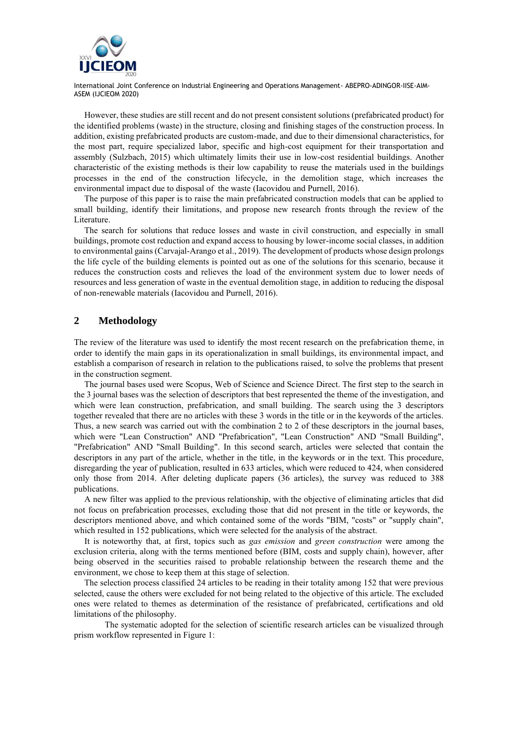However, these studies are still recent and do not present consistent solutions (prefabricated product) for the identified problems (waste) in the structure, closing and finishing stages of the construction process. In addition, existing prefabricated products are custom-made, and due to their dimensional characteristics, for the most part, require specialized labor, specific and high-cost equipment for their transportation and assembly (Sulzbach, 2015) which ultimately limits their use in low-cost residential buildings. Another characteristic of the existing methods is their low capability to reuse the materials used in the buildings processes in the end of the construction lifecycle, in the demolition stage, which increases the environmental impact due to disposal of the waste (Iacovidou and Purnell, 2016).

The purpose of this paper is to raise the main prefabricated construction models that can be applied to small building, identify their limitations, and propose new research fronts through the review of the Literature.

The search for solutions that reduce losses and waste in civil construction, and especially in small buildings, promote cost reduction and expand access to housing by lower-income social classes, in addition to environmental gains (Carvajal-Arango et al., 2019). The development of products whose design prolongs the life cycle of the building elements is pointed out as one of the solutions for this scenario, because it reduces the construction costs and relieves the load of the environment system due to lower needs of resources and less generation of waste in the eventual demolition stage, in addition to reducing the disposal of non-renewable materials (Iacovidou and Purnell, 2016).

## 2 Methodology

The review of the literature was used to identify the most recent research on the prefabrication theme, in order to identify the main gaps in its operationalization in small buildings, its environmental impact, and establish a comparison of research in relation to the publications raised, to solve the problems that present in the construction segment.

The journal bases used were Scopus, Web of Science and Science Direct. The first step to the search in the 3 journal bases was the selection of descriptors that best represented the theme of the investigation, and which were lean construction, prefabrication, and small building. The search using the 3 descriptors together revealed that there are no articles with these 3 words in the title or in the keywords of the articles. Thus, a new search was carried out with the combination 2 to 2 of these descriptors in the journal bases, which were "Lean Construction" AND "Prefabrication", "Lean Construction" AND "Small Building", "Prefabrication" AND "Small Building". In this second search, articles were selected that contain the descriptors in any part of the article, whether in the title, in the keywords or in the text. This procedure, disregarding the year of publication, resulted in 633 articles, which were reduced to 424, when considered only those from 2014. After deleting duplicate papers (36 articles), the survey was reduced to 388 publications.

A new filter was applied to the previous relationship, with the objective of eliminating articles that did not focus on prefabrication processes, excluding those that did not present in the title or keywords, the descriptors mentioned above, and which contained some of the words "BIM, "costs" or "supply chain", which resulted in 152 publications, which were selected for the analysis of the abstract.

It is noteworthy that, at first, topics such as *gas emission* and *green construction* were among the exclusion criteria, along with the terms mentioned before (BIM, costs and supply chain), however, after being observed in the securities raised to probable relationship between the research theme and the environment, we chose to keep them at this stage of selection.

The selection process classified 24 articles to be reading in their totality among 152 that were previous selected, cause the others were excluded for not being related to the objective of this article. The excluded ones were related to themes as determination of the resistance of prefabricated, certifications and old limitations of the philosophy.

The systematic adopted for the selection of scientific research articles can be visualized through prism workflow represented in Figure 1: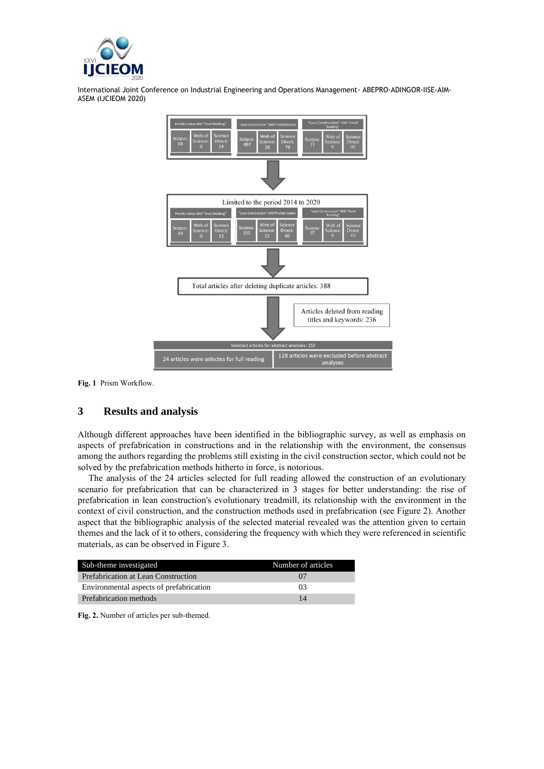| Prefabrication AND "Small Building" | | | "Lean Construction" AND Prefabrication | | | "Lean Construction" AND "Small Building" | | |
|---|---|---|---|---|---|---|---|---|
| Scopus: 04 | Web of Science: 0 | Science Direct: 24 | Scopus: 497 | Web of Science: 18 | Science Direct: 78 | Scopus: 11 | Web of Science: 0 | Science Direct: 02 |

Limited to the period 2014 to 2020

| Prefabrication AND "Small Building" | | | "Lean Construction" AND Prefabrication | | | "Lean Construction" AND "Small Building" | | |
|---|---|---|---|---|---|---|---|---|
| Scopus: 03 | Web of Science: 0 | Science Direct: 13 | Scopus: 325 | Web of Science: 15 | Science Direct: 60 | Scopus: 07 | Web of Science: 0 | Science Direct: 01 |

Total articles after deleting duplicate articles: 388

Articles deleted from reading titles and keywords: 236

Selected articles for abstract analyses: 152

24 articles were selectes for full reading

128 articles were excluded before abstract analyses

**Fig. 1** Prism Workflow.

## 3 Results and analysis

Although different approaches have been identified in the bibliographic survey, as well as emphasis on aspects of prefabrication in constructions and in the relationship with the environment, the consensus among the authors regarding the problems still existing in the civil construction sector, which could not be solved by the prefabrication methods hitherto in force, is notorious.

The analysis of the 24 articles selected for full reading allowed the construction of an evolutionary scenario for prefabrication that can be characterized in 3 stages for better understanding: the rise of prefabrication in lean construction's evolutionary treadmill, its relationship with the environment in the context of civil construction, and the construction methods used in prefabrication (see Figure 2). Another aspect that the bibliographic analysis of the selected material revealed was the attention given to certain themes and the lack of it to others, considering the frequency with which they were referenced in scientific materials, as can be observed in Figure 3.

| Sub-theme investigated | Number of articles |
|---|---|
| Prefabrication at Lean Construction | 07 |
| Environmental aspects of prefabrication | 03 |
| Prefabrication methods | 14 |

**Fig. 2.** Number of articles per sub-themed.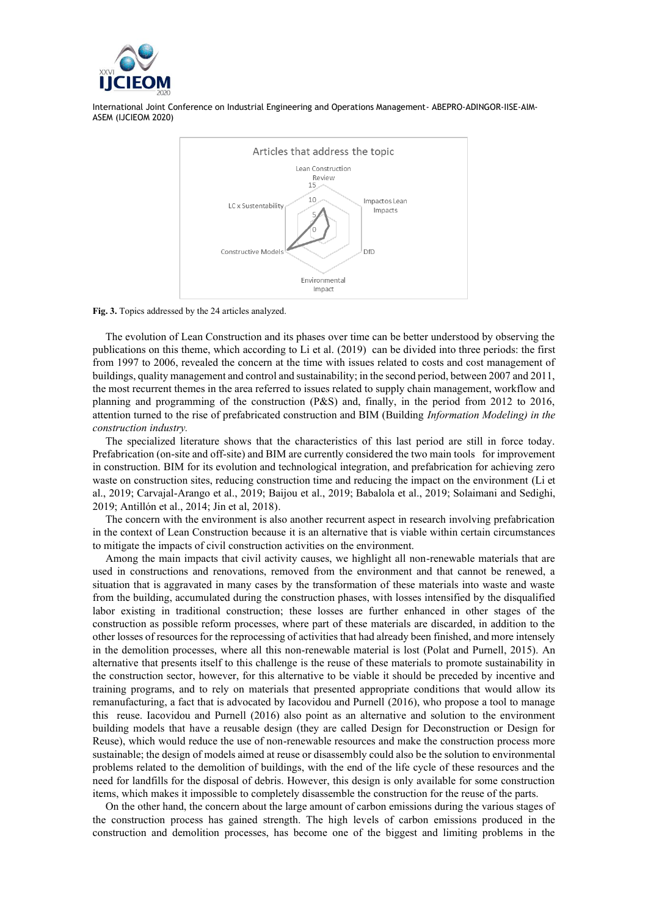Fig. 3. Topics addressed by the 24 articles analyzed.

The evolution of Lean Construction and its phases over time can be better understood by observing the publications on this theme, which according to Li et al. (2019) can be divided into three periods: the first from 1997 to 2006, revealed the concern at the time with issues related to costs and cost management of buildings, quality management and control and sustainability; in the second period, between 2007 and 2011, the most recurrent themes in the area referred to issues related to supply chain management, workflow and planning and programming of the construction (P&S) and, finally, in the period from 2012 to 2016, attention turned to the rise of prefabricated construction and BIM (Building *Information Modeling) in the construction industry.*

The specialized literature shows that the characteristics of this last period are still in force today. Prefabrication (on-site and off-site) and BIM are currently considered the two main tools for improvement in construction. BIM for its evolution and technological integration, and prefabrication for achieving zero waste on construction sites, reducing construction time and reducing the impact on the environment (Li et al., 2019; Carvajal-Arango et al., 2019; Baijou et al., 2019; Babalola et al., 2019; Solaimani and Sedighi, 2019; Antillón et al., 2014; Jin et al, 2018).

The concern with the environment is also another recurrent aspect in research involving prefabrication in the context of Lean Construction because it is an alternative that is viable within certain circumstances to mitigate the impacts of civil construction activities on the environment.

Among the main impacts that civil activity causes, we highlight all non-renewable materials that are used in constructions and renovations, removed from the environment and that cannot be renewed, a situation that is aggravated in many cases by the transformation of these materials into waste and waste from the building, accumulated during the construction phases, with losses intensified by the disqualified labor existing in traditional construction; these losses are further enhanced in other stages of the construction as possible reform processes, where part of these materials are discarded, in addition to the other losses of resources for the reprocessing of activities that had already been finished, and more intensely in the demolition processes, where all this non-renewable material is lost (Polat and Purnell, 2015). An alternative that presents itself to this challenge is the reuse of these materials to promote sustainability in the construction sector, however, for this alternative to be viable it should be preceded by incentive and training programs, and to rely on materials that presented appropriate conditions that would allow its remanufacturing, a fact that is advocated by Iacovidou and Purnell (2016), who propose a tool to manage this reuse. Iacovidou and Purnell (2016) also point as an alternative and solution to the environment building models that have a reusable design (they are called Design for Deconstruction or Design for Reuse), which would reduce the use of non-renewable resources and make the construction process more sustainable; the design of models aimed at reuse or disassembly could also be the solution to environmental problems related to the demolition of buildings, with the end of the life cycle of these resources and the need for landfills for the disposal of debris. However, this design is only available for some construction items, which makes it impossible to completely disassemble the construction for the reuse of the parts.

On the other hand, the concern about the large amount of carbon emissions during the various stages of the construction process has gained strength. The high levels of carbon emissions produced in the construction and demolition processes, has become one of the biggest and limiting problems in the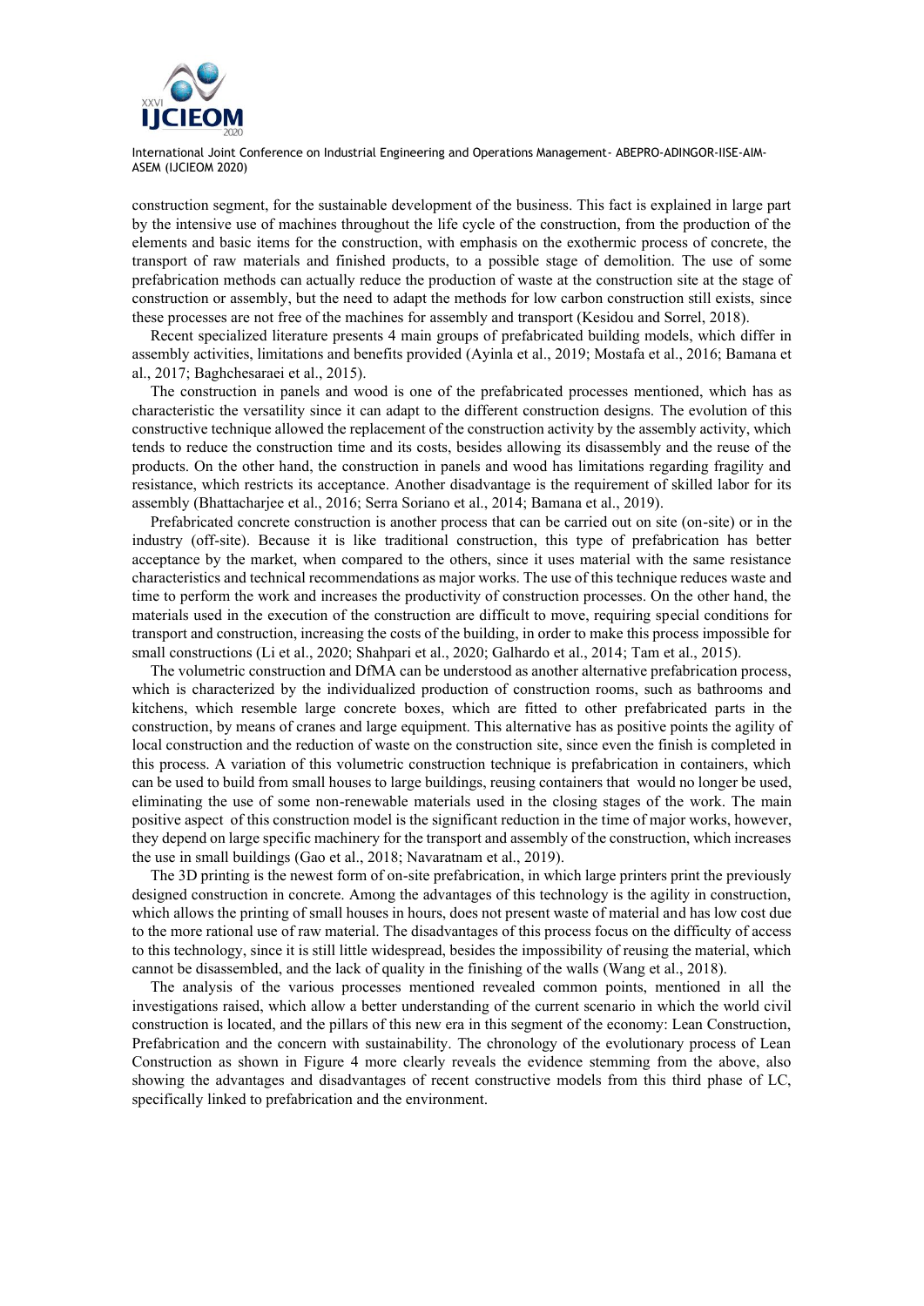construction segment, for the sustainable development of the business. This fact is explained in large part by the intensive use of machines throughout the life cycle of the construction, from the production of the elements and basic items for the construction, with emphasis on the exothermic process of concrete, the transport of raw materials and finished products, to a possible stage of demolition. The use of some prefabrication methods can actually reduce the production of waste at the construction site at the stage of construction or assembly, but the need to adapt the methods for low carbon construction still exists, since these processes are not free of the machines for assembly and transport (Kesidou and Sorrel, 2018).

Recent specialized literature presents 4 main groups of prefabricated building models, which differ in assembly activities, limitations and benefits provided (Ayinla et al., 2019; Mostafa et al., 2016; Bamana et al., 2017; Baghchesaraei et al., 2015).

The construction in panels and wood is one of the prefabricated processes mentioned, which has as characteristic the versatility since it can adapt to the different construction designs. The evolution of this constructive technique allowed the replacement of the construction activity by the assembly activity, which tends to reduce the construction time and its costs, besides allowing its disassembly and the reuse of the products. On the other hand, the construction in panels and wood has limitations regarding fragility and resistance, which restricts its acceptance. Another disadvantage is the requirement of skilled labor for its assembly (Bhattacharjee et al., 2016; Serra Soriano et al., 2014; Bamana et al., 2019).

Prefabricated concrete construction is another process that can be carried out on site (on-site) or in the industry (off-site). Because it is like traditional construction, this type of prefabrication has better acceptance by the market, when compared to the others, since it uses material with the same resistance characteristics and technical recommendations as major works. The use of this technique reduces waste and time to perform the work and increases the productivity of construction processes. On the other hand, the materials used in the execution of the construction are difficult to move, requiring special conditions for transport and construction, increasing the costs of the building, in order to make this process impossible for small constructions (Li et al., 2020; Shahpari et al., 2020; Galhardo et al., 2014; Tam et al., 2015).

The volumetric construction and DfMA can be understood as another alternative prefabrication process, which is characterized by the individualized production of construction rooms, such as bathrooms and kitchens, which resemble large concrete boxes, which are fitted to other prefabricated parts in the construction, by means of cranes and large equipment. This alternative has as positive points the agility of local construction and the reduction of waste on the construction site, since even the finish is completed in this process. A variation of this volumetric construction technique is prefabrication in containers, which can be used to build from small houses to large buildings, reusing containers that would no longer be used, eliminating the use of some non-renewable materials used in the closing stages of the work. The main positive aspect of this construction model is the significant reduction in the time of major works, however, they depend on large specific machinery for the transport and assembly of the construction, which increases the use in small buildings (Gao et al., 2018; Navaratnam et al., 2019).

The 3D printing is the newest form of on-site prefabrication, in which large printers print the previously designed construction in concrete. Among the advantages of this technology is the agility in construction, which allows the printing of small houses in hours, does not present waste of material and has low cost due to the more rational use of raw material. The disadvantages of this process focus on the difficulty of access to this technology, since it is still little widespread, besides the impossibility of reusing the material, which cannot be disassembled, and the lack of quality in the finishing of the walls (Wang et al., 2018).

The analysis of the various processes mentioned revealed common points, mentioned in all the investigations raised, which allow a better understanding of the current scenario in which the world civil construction is located, and the pillars of this new era in this segment of the economy: Lean Construction, Prefabrication and the concern with sustainability. The chronology of the evolutionary process of Lean Construction as shown in Figure 4 more clearly reveals the evidence stemming from the above, also showing the advantages and disadvantages of recent constructive models from this third phase of LC, specifically linked to prefabrication and the environment.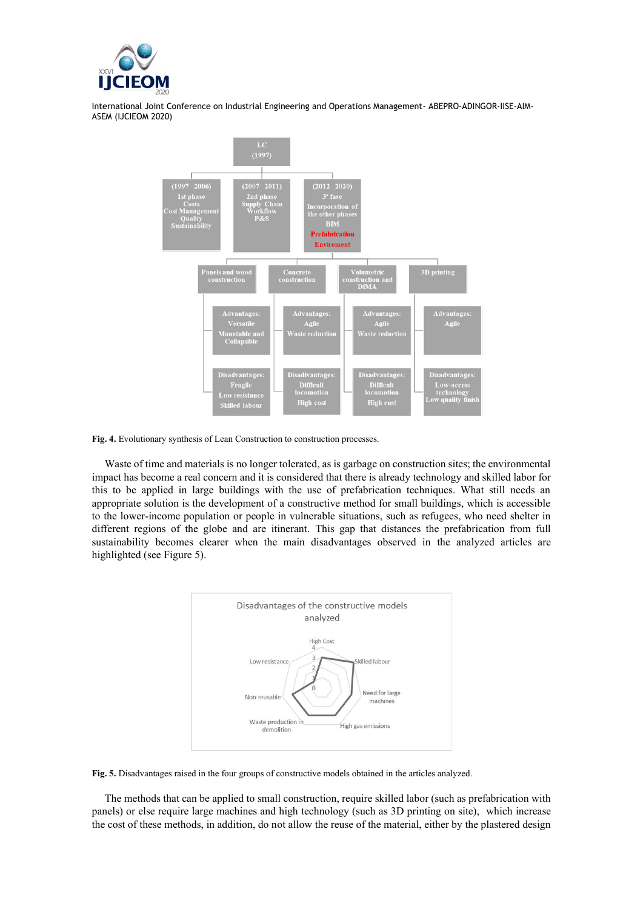**Fig. 4.** Evolutionary synthesis of Lean Construction to construction processes.

Waste of time and materials is no longer tolerated, as is garbage on construction sites; the environmental impact has become a real concern and it is considered that there is already technology and skilled labor for this to be applied in large buildings with the use of prefabrication techniques. What still needs an appropriate solution is the development of a constructive method for small buildings, which is accessible to the lower-income population or people in vulnerable situations, such as refugees, who need shelter in different regions of the globe and are itinerant. This gap that distances the prefabrication from full sustainability becomes clearer when the main disadvantages observed in the analyzed articles are highlighted (see Figure 5).

**Fig. 5.** Disadvantages raised in the four groups of constructive models obtained in the articles analyzed.

The methods that can be applied to small construction, require skilled labor (such as prefabrication with panels) or else require large machines and high technology (such as 3D printing on site), which increase the cost of these methods, in addition, do not allow the reuse of the material, either by the plastered design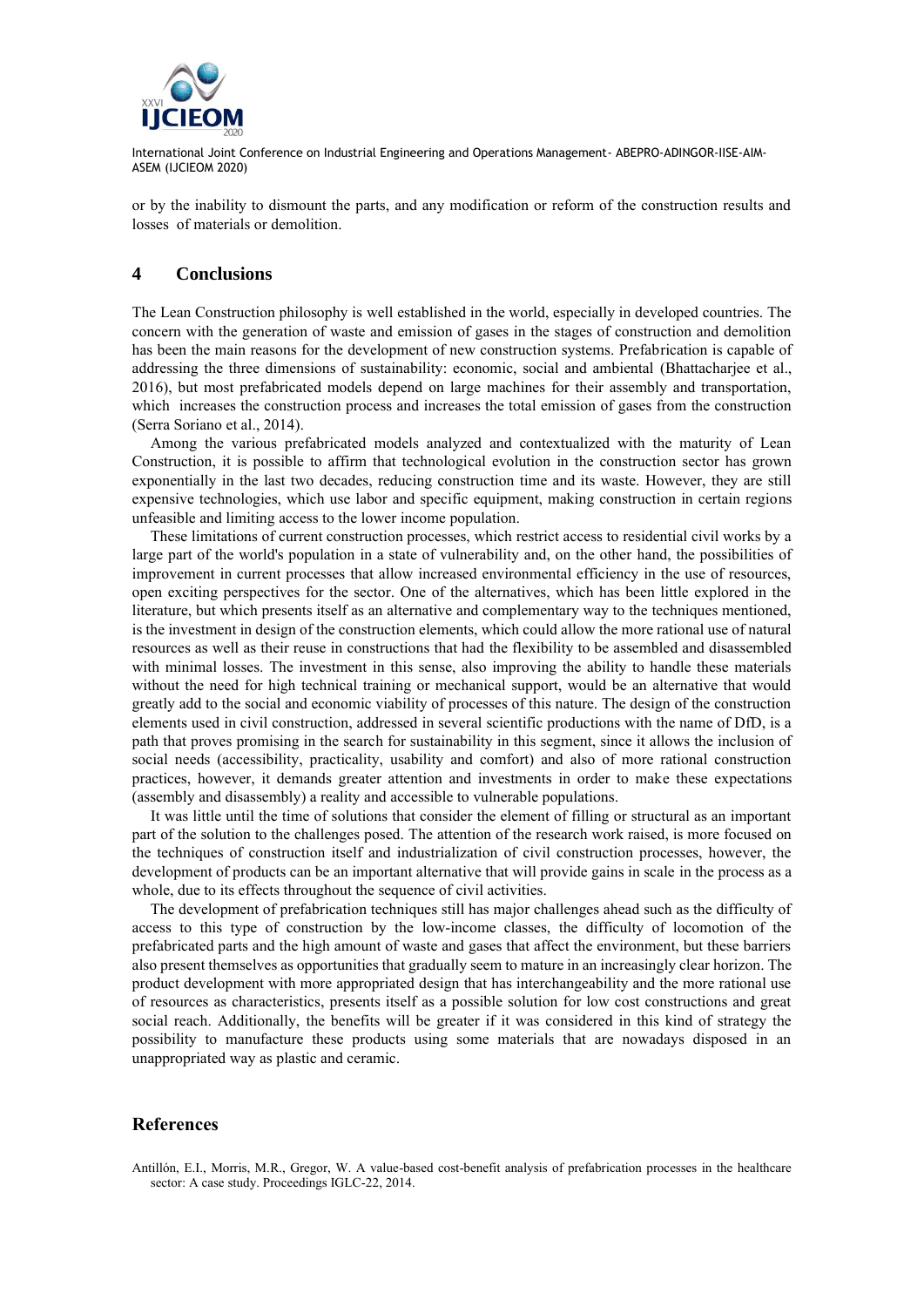or by the inability to dismount the parts, and any modification or reform of the construction results and losses of materials or demolition.

## 4 Conclusions

The Lean Construction philosophy is well established in the world, especially in developed countries. The concern with the generation of waste and emission of gases in the stages of construction and demolition has been the main reasons for the development of new construction systems. Prefabrication is capable of addressing the three dimensions of sustainability: economic, social and ambiental (Bhattacharjee et al., 2016), but most prefabricated models depend on large machines for their assembly and transportation, which increases the construction process and increases the total emission of gases from the construction (Serra Soriano et al., 2014).

Among the various prefabricated models analyzed and contextualized with the maturity of Lean Construction, it is possible to affirm that technological evolution in the construction sector has grown exponentially in the last two decades, reducing construction time and its waste. However, they are still expensive technologies, which use labor and specific equipment, making construction in certain regions unfeasible and limiting access to the lower income population.

These limitations of current construction processes, which restrict access to residential civil works by a large part of the world's population in a state of vulnerability and, on the other hand, the possibilities of improvement in current processes that allow increased environmental efficiency in the use of resources, open exciting perspectives for the sector. One of the alternatives, which has been little explored in the literature, but which presents itself as an alternative and complementary way to the techniques mentioned, is the investment in design of the construction elements, which could allow the more rational use of natural resources as well as their reuse in constructions that had the flexibility to be assembled and disassembled with minimal losses. The investment in this sense, also improving the ability to handle these materials without the need for high technical training or mechanical support, would be an alternative that would greatly add to the social and economic viability of processes of this nature. The design of the construction elements used in civil construction, addressed in several scientific productions with the name of DfD, is a path that proves promising in the search for sustainability in this segment, since it allows the inclusion of social needs (accessibility, practicality, usability and comfort) and also of more rational construction practices, however, it demands greater attention and investments in order to make these expectations (assembly and disassembly) a reality and accessible to vulnerable populations.

It was little until the time of solutions that consider the element of filling or structural as an important part of the solution to the challenges posed. The attention of the research work raised, is more focused on the techniques of construction itself and industrialization of civil construction processes, however, the development of products can be an important alternative that will provide gains in scale in the process as a whole, due to its effects throughout the sequence of civil activities.

The development of prefabrication techniques still has major challenges ahead such as the difficulty of access to this type of construction by the low-income classes, the difficulty of locomotion of the prefabricated parts and the high amount of waste and gases that affect the environment, but these barriers also present themselves as opportunities that gradually seem to mature in an increasingly clear horizon. The product development with more appropriated design that has interchangeability and the more rational use of resources as characteristics, presents itself as a possible solution for low cost constructions and great social reach. Additionally, the benefits will be greater if it was considered in this kind of strategy the possibility to manufacture these products using some materials that are nowadays disposed in an unappropriated way as plastic and ceramic.

## References

Antillón, E.I., Morris, M.R., Gregor, W. A value-based cost-benefit analysis of prefabrication processes in the healthcare sector: A case study. Proceedings IGLC-22, 2014.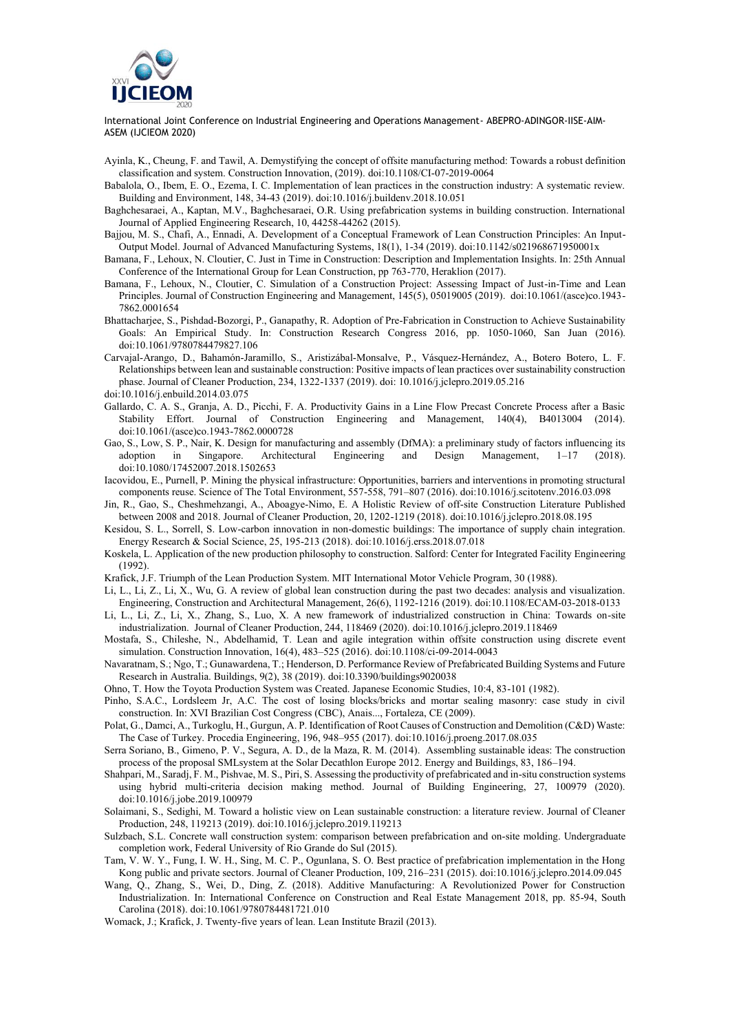Ayinla, K., Cheung, F. and Tawil, A. Demystifying the concept of offsite manufacturing method: Towards a robust definition classification and system. Construction Innovation, (2019). doi:10.1108/CI-07-2019-0064

Babalola, O., Ibem, E. O., Ezema, I. C. Implementation of lean practices in the construction industry: A systematic review. Building and Environment, 148, 34-43 (2019). doi:10.1016/j.buildenv.2018.10.051

Baghchesaraei, A., Kaptan, M.V., Baghchesaraei, O.R. Using prefabrication systems in building construction. International Journal of Applied Engineering Research, 10, 44258-44262 (2015).

Bajjou, M. S., Chafi, A., Ennadi, A. Development of a Conceptual Framework of Lean Construction Principles: An Input-Output Model. Journal of Advanced Manufacturing Systems, 18(1), 1-34 (2019). doi:10.1142/s021968671950001x

Bamana, F., Lehoux, N. Cloutier, C. Just in Time in Construction: Description and Implementation Insights. In: 25th Annual Conference of the International Group for Lean Construction, pp 763-770, Heraklion (2017).

Bamana, F., Lehoux, N., Cloutier, C. Simulation of a Construction Project: Assessing Impact of Just-in-Time and Lean Principles. Journal of Construction Engineering and Management, 145(5), 05019005 (2019). doi:10.1061/(asce)co.1943-7862.0001654

Bhattacharjee, S., Pishdad-Bozorgi, P., Ganapathy, R. Adoption of Pre-Fabrication in Construction to Achieve Sustainability Goals: An Empirical Study. In: Construction Research Congress 2016, pp. 1050-1060, San Juan (2016). doi:10.1061/9780784479827.106

Carvajal-Arango, D., Bahamón-Jaramillo, S., Aristizábal-Monsalve, P., Vásquez-Hernández, A., Botero Botero, L. F. Relationships between lean and sustainable construction: Positive impacts of lean practices over sustainability construction phase. Journal of Cleaner Production, 234, 1322-1337 (2019). doi: 10.1016/j.jclepro.2019.05.216

doi:10.1016/j.enbuild.2014.03.075

Gallardo, C. A. S., Granja, A. D., Picchi, F. A. Productivity Gains in a Line Flow Precast Concrete Process after a Basic Stability Effort. Journal of Construction Engineering and Management, 140(4), B4013004 (2014). doi:10.1061/(asce)co.1943-7862.0000728

Gao, S., Low, S. P., Nair, K. Design for manufacturing and assembly (DfMA): a preliminary study of factors influencing its adoption in Singapore. Architectural Engineering and Design Management, 1–17 (2018). doi:10.1080/17452007.2018.1502653

Iacovidou, E., Purnell, P. Mining the physical infrastructure: Opportunities, barriers and interventions in promoting structural components reuse. Science of The Total Environment, 557-558, 791–807 (2016). doi:10.1016/j.scitotenv.2016.03.098

Jin, R., Gao, S., Cheshmehzangi, A., Aboagye-Nimo, E. A Holistic Review of off-site Construction Literature Published between 2008 and 2018. Journal of Cleaner Production, 20, 1202-1219 (2018). doi:10.1016/j.jclepro.2018.08.195

Kesidou, S. L., Sorrell, S. Low-carbon innovation in non-domestic buildings: The importance of supply chain integration. Energy Research & Social Science, 25, 195-213 (2018). doi:10.1016/j.erss.2018.07.018

Koskela, L. Application of the new production philosophy to construction. Salford: Center for Integrated Facility Engineering (1992).

Krafick, J.F. Triumph of the Lean Production System. MIT International Motor Vehicle Program, 30 (1988).

Li, L., Li, Z., Li, X., Wu, G. A review of global lean construction during the past two decades: analysis and visualization. Engineering, Construction and Architectural Management, 26(6), 1192-1216 (2019). doi:10.1108/ECAM-03-2018-0133

Li, L., Li, Z., Li, X., Zhang, S., Luo, X. A new framework of industrialized construction in China: Towards on-site industrialization. Journal of Cleaner Production, 244, 118469 (2020). doi:10.1016/j.jclepro.2019.118469

Mostafa, S., Chileshe, N., Abdelhamid, T. Lean and agile integration within offsite construction using discrete event simulation. Construction Innovation, 16(4), 483–525 (2016). doi:10.1108/ci-09-2014-0043

Navaratnam, S.; Ngo, T.; Gunawardena, T.; Henderson, D. Performance Review of Prefabricated Building Systems and Future Research in Australia. Buildings, 9(2), 38 (2019). doi:10.3390/buildings9020038

Ohno, T. How the Toyota Production System was Created. Japanese Economic Studies, 10:4, 83-101 (1982).

Pinho, S.A.C., Lordsleem Jr, A.C. The cost of losing blocks/bricks and mortar sealing masonry: case study in civil construction. In: XVI Brazilian Cost Congress (CBC), Anais..., Fortaleza, CE (2009).

Polat, G., Damci, A., Turkoglu, H., Gurgun, A. P. Identification of Root Causes of Construction and Demolition (C&D) Waste: The Case of Turkey. Procedia Engineering, 196, 948–955 (2017). doi:10.1016/j.proeng.2017.08.035

Serra Soriano, B., Gimeno, P. V., Segura, A. D., de la Maza, R. M. (2014). Assembling sustainable ideas: The construction process of the proposal SMLsystem at the Solar Decathlon Europe 2012. Energy and Buildings, 83, 186–194.

Shahpari, M., Saradj, F. M., Pishvae, M. S., Piri, S. Assessing the productivity of prefabricated and in-situ construction systems using hybrid multi-criteria decision making method. Journal of Building Engineering, 27, 100979 (2020). doi:10.1016/j.jobe.2019.100979

Solaimani, S., Sedighi, M. Toward a holistic view on Lean sustainable construction: a literature review. Journal of Cleaner Production, 248, 119213 (2019). doi:10.1016/j.jclepro.2019.119213

Sulzbach, S.L. Concrete wall construction system: comparison between prefabrication and on-site molding. Undergraduate completion work, Federal University of Rio Grande do Sul (2015).

Tam, V. W. Y., Fung, I. W. H., Sing, M. C. P., Ogunlana, S. O. Best practice of prefabrication implementation in the Hong Kong public and private sectors. Journal of Cleaner Production, 109, 216–231 (2015). doi:10.1016/j.jclepro.2014.09.045

Wang, Q., Zhang, S., Wei, D., Ding, Z. (2018). Additive Manufacturing: A Revolutionized Power for Construction Industrialization. In: International Conference on Construction and Real Estate Management 2018, pp. 85-94, South Carolina (2018). doi:10.1061/9780784481721.010

Womack, J.; Krafick, J. Twenty-five years of lean. Lean Institute Brazil (2013).